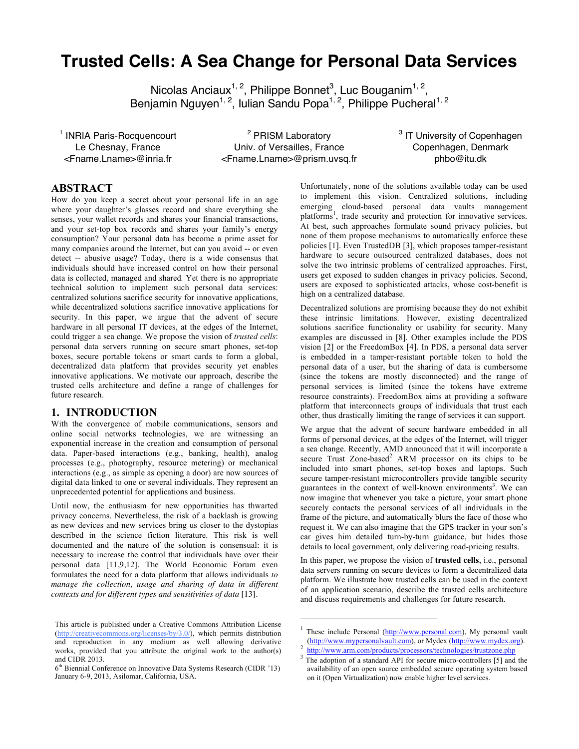# Trusted Cells: A Sea Change for Personal Data Services

Nicolas Anciaux[1, 2], Philippe Bonnet[3], Luc Bouganim[1, 2], Benjamin Nguyen[1, 2], Iulian Sandu Popa[1, 2], Philippe Pucheral[1, 2]

[1] INRIA Paris-Rocquencourt
Le Chesnay, France
<Fname.Lname>@inria.fr

[2] PRISM Laboratory
Univ. of Versailles, France
<Fname.Lname>@prism.uvsq.fr

[3] IT University of Copenhagen
Copenhagen, Denmark
phbo@itu.dk

## ABSTRACT

How do you keep a secret about your personal life in an age where your daughter's glasses record and share everything she senses, your wallet records and shares your financial transactions, and your set-top box records and shares your family's energy consumption? Your personal data has become a prime asset for many companies around the Internet, but can you avoid -- or even detect -- abusive usage? Today, there is a wide consensus that individuals should have increased control on how their personal data is collected, managed and shared. Yet there is no appropriate technical solution to implement such personal data services: centralized solutions sacrifice security for innovative applications, while decentralized solutions sacrifice innovative applications for security. In this paper, we argue that the advent of secure hardware in all personal IT devices, at the edges of the Internet, could trigger a sea change. We propose the vision of *trusted cells*: personal data servers running on secure smart phones, set-top boxes, secure portable tokens or smart cards to form a global, decentralized data platform that provides security yet enables innovative applications. We motivate our approach, describe the trusted cells architecture and define a range of challenges for future research.

## 1. INTRODUCTION

With the convergence of mobile communications, sensors and online social networks technologies, we are witnessing an exponential increase in the creation and consumption of personal data. Paper-based interactions (e.g., banking, health), analog processes (e.g., photography, resource metering) or mechanical interactions (e.g., as simple as opening a door) are now sources of digital data linked to one or several individuals. They represent an unprecedented potential for applications and business.

Until now, the enthusiasm for new opportunities has thwarted privacy concerns. Nevertheless, the risk of a backlash is growing as new devices and new services bring us closer to the dystopias described in the science fiction literature. This risk is well documented and the nature of the solution is consensual: it is necessary to increase the control that individuals have over their personal data [11,9,12]. The World Economic Forum even formulates the need for a data platform that allows individuals *to manage the collection, usage and sharing of data in different contexts and for different types and sensitivities of data* [13].

Unfortunately, none of the solutions available today can be used to implement this vision. Centralized solutions, including emerging cloud-based personal data vaults management platforms[1], trade security and protection for innovative services. At best, such approaches formulate sound privacy policies, but none of them propose mechanisms to automatically enforce these policies [1]. Even TrustedDB [3], which proposes tamper-resistant hardware to secure outsourced centralized databases, does not solve the two intrinsic problems of centralized approaches. First, users get exposed to sudden changes in privacy policies. Second, users are exposed to sophisticated attacks, whose cost-benefit is high on a centralized database.

Decentralized solutions are promising because they do not exhibit these intrinsic limitations. However, existing decentralized solutions sacrifice functionality or usability for security. Many examples are discussed in [8]. Other examples include the PDS vision [2] or the FreedomBox [4]. In PDS, a personal data server is embedded in a tamper-resistant portable token to hold the personal data of a user, but the sharing of data is cumbersome (since the tokens are mostly disconnected) and the range of personal services is limited (since the tokens have extreme resource constraints). FreedomBox aims at providing a software platform that interconnects groups of individuals that trust each other, thus drastically limiting the range of services it can support.

We argue that the advent of secure hardware embedded in all forms of personal devices, at the edges of the Internet, will trigger a sea change. Recently, AMD announced that it will incorporate a secure Trust Zone-based[2] ARM processor on its chips to be included into smart phones, set-top boxes and laptops. Such secure tamper-resistant microcontrollers provide tangible security guarantees in the context of well-known environments[3]. We can now imagine that whenever you take a picture, your smart phone securely contacts the personal services of all individuals in the frame of the picture, and automatically blurs the face of those who request it. We can also imagine that the GPS tracker in your son's car gives him detailed turn-by-turn guidance, but hides those details to local government, only delivering road-pricing results.

In this paper, we propose the vision of **trusted cells**, i.e., personal data servers running on secure devices to form a decentralized data platform. We illustrate how trusted cells can be used in the context of an application scenario, describe the trusted cells architecture and discuss requirements and challenges for future research.

This article is published under a Creative Commons Attribution License (http://creativecommons.org/licenses/by/3.0/), which permits distribution and reproduction in any medium as well allowing derivative works, provided that you attribute the original work to the author(s) and CIDR 2013.

6th Biennial Conference on Innovative Data Systems Research (CIDR '13) January 6-9, 2013, Asilomar, California, USA.

[1] These include Personal (http://www.personal.com), My personal vault (http://www.mypersonalvault.com), or Mydex (http://www.mydex.org).

[2] http://www.arm.com/products/processors/technologies/trustzone.php

[3] The adoption of a standard API for secure micro-controllers [5] and the availability of an open source embedded secure operating system based on it (Open Virtualization) now enable higher level services.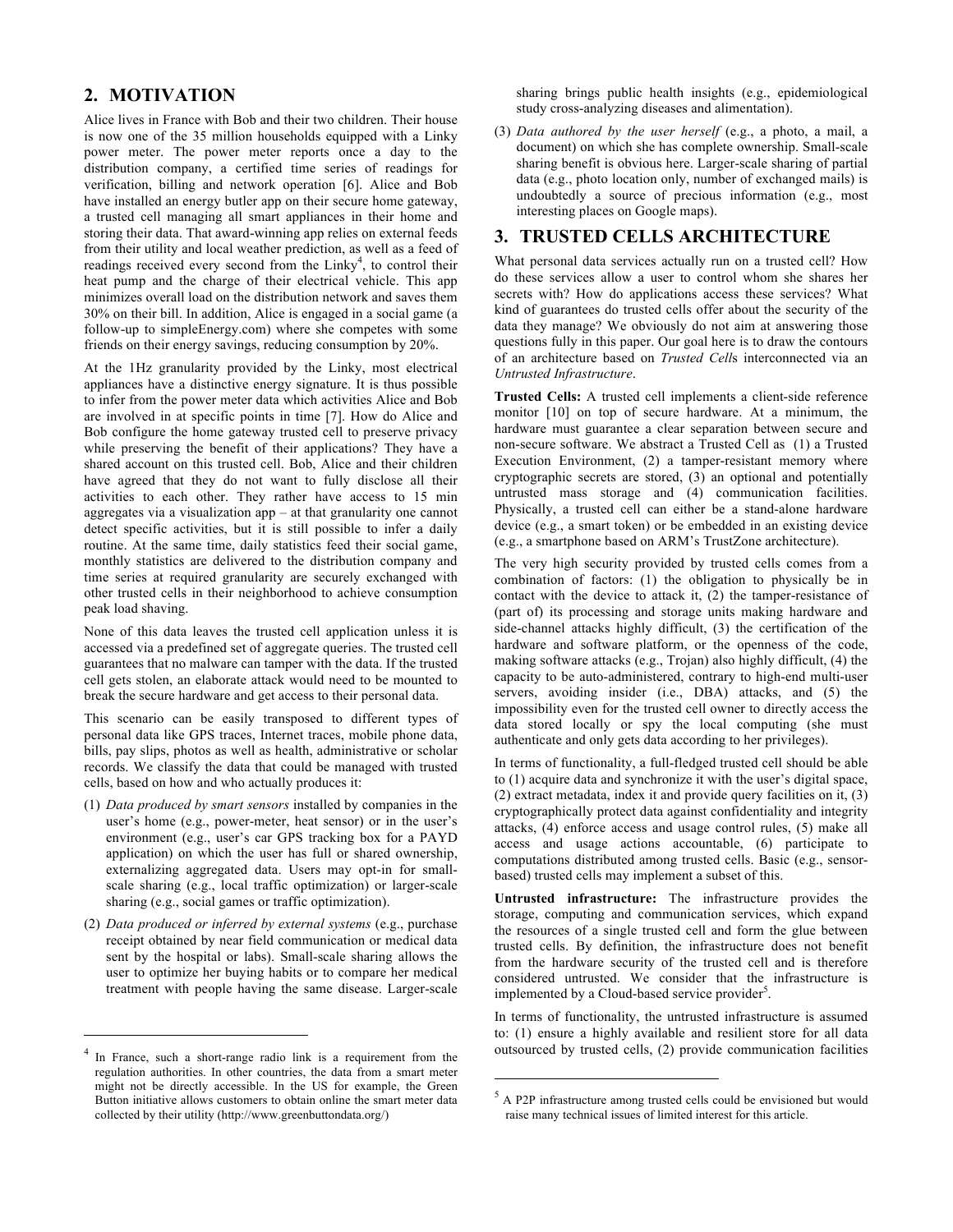## 2. MOTIVATION

Alice lives in France with Bob and their two children. Their house is now one of the 35 million households equipped with a Linky power meter. The power meter reports once a day to the distribution company, a certified time series of readings for verification, billing and network operation [6]. Alice and Bob have installed an energy butler app on their secure home gateway, a trusted cell managing all smart appliances in their home and storing their data. That award-winning app relies on external feeds from their utility and local weather prediction, as well as a feed of readings received every second from the Linky[4], to control their heat pump and the charge of their electrical vehicle. This app minimizes overall load on the distribution network and saves them 30% on their bill. In addition, Alice is engaged in a social game (a follow-up to simpleEnergy.com) where she competes with some friends on their energy savings, reducing consumption by 20%.

At the 1Hz granularity provided by the Linky, most electrical appliances have a distinctive energy signature. It is thus possible to infer from the power meter data which activities Alice and Bob are involved in at specific points in time [7]. How do Alice and Bob configure the home gateway trusted cell to preserve privacy while preserving the benefit of their applications? They have a shared account on this trusted cell. Bob, Alice and their children have agreed that they do not want to fully disclose all their activities to each other. They rather have access to 15 min aggregates via a visualization app – at that granularity one cannot detect specific activities, but it is still possible to infer a daily routine. At the same time, daily statistics feed their social game, monthly statistics are delivered to the distribution company and time series at required granularity are securely exchanged with other trusted cells in their neighborhood to achieve consumption peak load shaving.

None of this data leaves the trusted cell application unless it is accessed via a predefined set of aggregate queries. The trusted cell guarantees that no malware can tamper with the data. If the trusted cell gets stolen, an elaborate attack would need to be mounted to break the secure hardware and get access to their personal data.

This scenario can be easily transposed to different types of personal data like GPS traces, Internet traces, mobile phone data, bills, pay slips, photos as well as health, administrative or scholar records. We classify the data that could be managed with trusted cells, based on how and who actually produces it:

(1) *Data produced by smart sensors* installed by companies in the user's home (e.g., power-meter, heat sensor) or in the user's environment (e.g., user's car GPS tracking box for a PAYD application) on which the user has full or shared ownership, externalizing aggregated data. Users may opt-in for small-scale sharing (e.g., local traffic optimization) or larger-scale sharing (e.g., social games or traffic optimization).

(2) *Data produced or inferred by external systems* (e.g., purchase receipt obtained by near field communication or medical data sent by the hospital or labs). Small-scale sharing allows the user to optimize her buying habits or to compare her medical treatment with people having the same disease. Larger-scale sharing brings public health insights (e.g., epidemiological study cross-analyzing diseases and alimentation).

(3) *Data authored by the user herself* (e.g., a photo, a mail, a document) on which she has complete ownership. Small-scale sharing benefit is obvious here. Larger-scale sharing of partial data (e.g., photo location only, number of exchanged mails) is undoubtedly a source of precious information (e.g., most interesting places on Google maps).

## 3. TRUSTED CELLS ARCHITECTURE

What personal data services actually run on a trusted cell? How do these services allow a user to control whom she shares her secrets with? How do applications access these services? What kind of guarantees do trusted cells offer about the security of the data they manage? We obviously do not aim at answering those questions fully in this paper. Our goal here is to draw the contours of an architecture based on *Trusted Cell*s interconnected via an *Untrusted Infrastructure*.

**Trusted Cells:** A trusted cell implements a client-side reference monitor [10] on top of secure hardware. At a minimum, the hardware must guarantee a clear separation between secure and non-secure software. We abstract a Trusted Cell as (1) a Trusted Execution Environment, (2) a tamper-resistant memory where cryptographic secrets are stored, (3) an optional and potentially untrusted mass storage and (4) communication facilities. Physically, a trusted cell can either be a stand-alone hardware device (e.g., a smart token) or be embedded in an existing device (e.g., a smartphone based on ARM's TrustZone architecture).

The very high security provided by trusted cells comes from a combination of factors: (1) the obligation to physically be in contact with the device to attack it, (2) the tamper-resistance of (part of) its processing and storage units making hardware and side-channel attacks highly difficult, (3) the certification of the hardware and software platform, or the openness of the code, making software attacks (e.g., Trojan) also highly difficult, (4) the capacity to be auto-administered, contrary to high-end multi-user servers, avoiding insider (i.e., DBA) attacks, and (5) the impossibility even for the trusted cell owner to directly access the data stored locally or spy the local computing (she must authenticate and only gets data according to her privileges).

In terms of functionality, a full-fledged trusted cell should be able to (1) acquire data and synchronize it with the user's digital space, (2) extract metadata, index it and provide query facilities on it, (3) cryptographically protect data against confidentiality and integrity attacks, (4) enforce access and usage control rules, (5) make all access and usage actions accountable, (6) participate to computations distributed among trusted cells. Basic (e.g., sensor-based) trusted cells may implement a subset of this.

**Untrusted infrastructure:** The infrastructure provides the storage, computing and communication services, which expand the resources of a single trusted cell and form the glue between trusted cells. By definition, the infrastructure does not benefit from the hardware security of the trusted cell and is therefore considered untrusted. We consider that the infrastructure is implemented by a Cloud-based service provider[5].

In terms of functionality, the untrusted infrastructure is assumed to: (1) ensure a highly available and resilient store for all data outsourced by trusted cells, (2) provide communication facilities

---

[4] In France, such a short-range radio link is a requirement from the regulation authorities. In other countries, the data from a smart meter might not be directly accessible. In the US for example, the Green Button initiative allows customers to obtain online the smart meter data collected by their utility (http://www.greenbuttondata.org/)

[5] A P2P infrastructure among trusted cells could be envisioned but would raise many technical issues of limited interest for this article.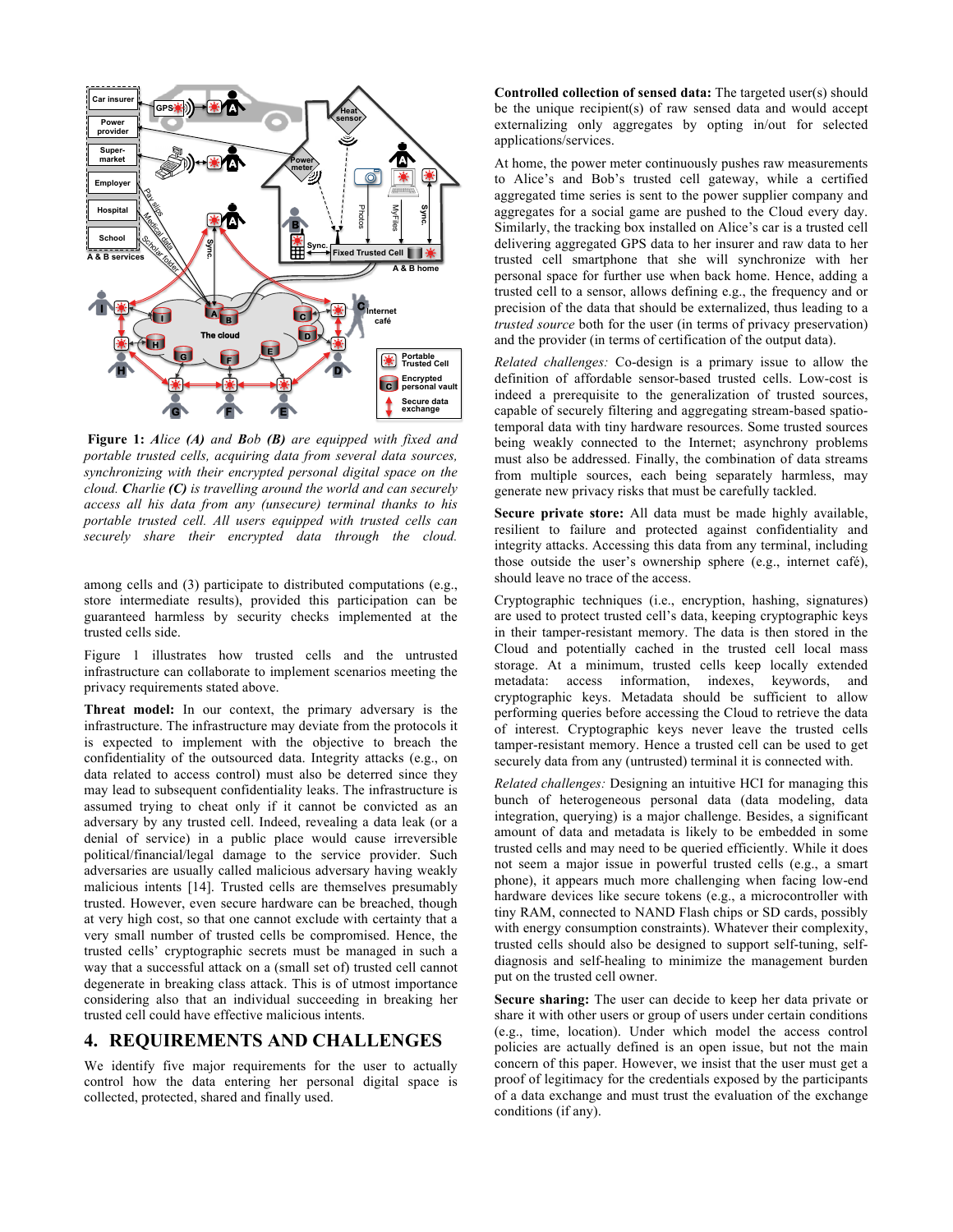**Figure 1:** *Alice* ***(A)*** *and* ***Bob (B)*** *are equipped with fixed and portable trusted cells, acquiring data from several data sources, synchronizing with their encrypted personal digital space on the cloud. Charlie* ***(C)*** *is travelling around the world and can securely access all his data from any (unsecure) terminal thanks to his portable trusted cell. All users equipped with trusted cells can securely share their encrypted data through the cloud.*

among cells and (3) participate to distributed computations (e.g., store intermediate results), provided this participation can be guaranteed harmless by security checks implemented at the trusted cells side.

Figure 1 illustrates how trusted cells and the untrusted infrastructure can collaborate to implement scenarios meeting the privacy requirements stated above.

**Threat model:** In our context, the primary adversary is the infrastructure. The infrastructure may deviate from the protocols it is expected to implement with the objective to breach the confidentiality of the outsourced data. Integrity attacks (e.g., on data related to access control) must also be deterred since they may lead to subsequent confidentiality leaks. The infrastructure is assumed trying to cheat only if it cannot be convicted as an adversary by any trusted cell. Indeed, revealing a data leak (or a denial of service) in a public place would cause irreversible political/financial/legal damage to the service provider. Such adversaries are usually called malicious adversary having weakly malicious intents [14]. Trusted cells are themselves presumably trusted. However, even secure hardware can be breached, though at very high cost, so that one cannot exclude with certainty that a very small number of trusted cells be compromised. Hence, the trusted cells' cryptographic secrets must be managed in such a way that a successful attack on a (small set of) trusted cell cannot degenerate in breaking class attack. This is of utmost importance considering also that an individual succeeding in breaking her trusted cell could have effective malicious intents.

## 4. REQUIREMENTS AND CHALLENGES

We identify five major requirements for the user to actually control how the data entering her personal digital space is collected, protected, shared and finally used.

**Controlled collection of sensed data:** The targeted user(s) should be the unique recipient(s) of raw sensed data and would accept externalizing only aggregates by opting in/out for selected applications/services.

At home, the power meter continuously pushes raw measurements to Alice's and Bob's trusted cell gateway, while a certified aggregated time series is sent to the power supplier company and aggregates for a social game are pushed to the Cloud every day. Similarly, the tracking box installed on Alice's car is a trusted cell delivering aggregated GPS data to her insurer and raw data to her trusted cell smartphone that she will synchronize with her personal space for further use when back home. Hence, adding a trusted cell to a sensor, allows defining e.g., the frequency and or precision of the data that should be externalized, thus leading to a *trusted source* both for the user (in terms of privacy preservation) and the provider (in terms of certification of the output data).

*Related challenges:* Co-design is a primary issue to allow the definition of affordable sensor-based trusted cells. Low-cost is indeed a prerequisite to the generalization of trusted sources, capable of securely filtering and aggregating stream-based spatio-temporal data with tiny hardware resources. Some trusted sources being weakly connected to the Internet; asynchrony problems must also be addressed. Finally, the combination of data streams from multiple sources, each being separately harmless, may generate new privacy risks that must be carefully tackled.

**Secure private store:** All data must be made highly available, resilient to failure and protected against confidentiality and integrity attacks. Accessing this data from any terminal, including those outside the user's ownership sphere (e.g., internet café), should leave no trace of the access.

Cryptographic techniques (i.e., encryption, hashing, signatures) are used to protect trusted cell's data, keeping cryptographic keys in their tamper-resistant memory. The data is then stored in the Cloud and potentially cached in the trusted cell local mass storage. At a minimum, trusted cells keep locally extended metadata: access information, indexes, keywords, and cryptographic keys. Metadata should be sufficient to allow performing queries before accessing the Cloud to retrieve the data of interest. Cryptographic keys never leave the trusted cells tamper-resistant memory. Hence a trusted cell can be used to get securely data from any (untrusted) terminal it is connected with.

*Related challenges:* Designing an intuitive HCI for managing this bunch of heterogeneous personal data (data modeling, data integration, querying) is a major challenge. Besides, a significant amount of data and metadata is likely to be embedded in some trusted cells and may need to be queried efficiently. While it does not seem a major issue in powerful trusted cells (e.g., a smart phone), it appears much more challenging when facing low-end hardware devices like secure tokens (e.g., a microcontroller with tiny RAM, connected to NAND Flash chips or SD cards, possibly with energy consumption constraints). Whatever their complexity, trusted cells should also be designed to support self-tuning, self-diagnosis and self-healing to minimize the management burden put on the trusted cell owner.

**Secure sharing:** The user can decide to keep her data private or share it with other users or group of users under certain conditions (e.g., time, location). Under which model the access control policies are actually defined is an open issue, but not the main concern of this paper. However, we insist that the user must get a proof of legitimacy for the credentials exposed by the participants of a data exchange and must trust the evaluation of the exchange conditions (if any).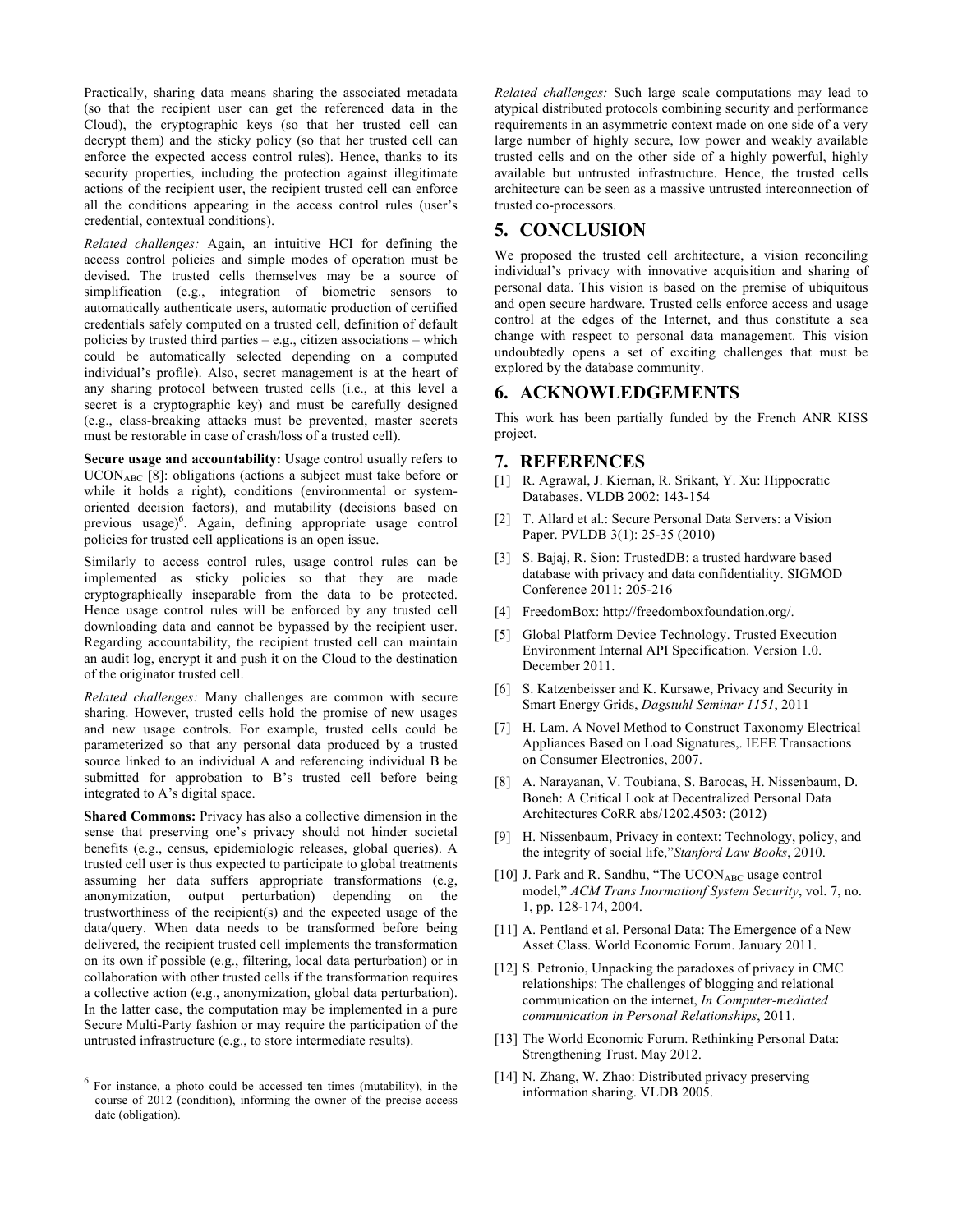Practically, sharing data means sharing the associated metadata (so that the recipient user can get the referenced data in the Cloud), the cryptographic keys (so that her trusted cell can decrypt them) and the sticky policy (so that her trusted cell can enforce the expected access control rules). Hence, thanks to its security properties, including the protection against illegitimate actions of the recipient user, the recipient trusted cell can enforce all the conditions appearing in the access control rules (user's credential, contextual conditions).

*Related challenges:* Again, an intuitive HCI for defining the access control policies and simple modes of operation must be devised. The trusted cells themselves may be a source of simplification (e.g., integration of biometric sensors to automatically authenticate users, automatic production of certified credentials safely computed on a trusted cell, definition of default policies by trusted third parties – e.g., citizen associations – which could be automatically selected depending on a computed individual's profile). Also, secret management is at the heart of any sharing protocol between trusted cells (i.e., at this level a secret is a cryptographic key) and must be carefully designed (e.g., class-breaking attacks must be prevented, master secrets must be restorable in case of crash/loss of a trusted cell).

**Secure usage and accountability:** Usage control usually refers to $UCON_{ABC}$ [8]: obligations (actions a subject must take before or while it holds a right), conditions (environmental or system-oriented decision factors), and mutability (decisions based on previous usage)[6]. Again, defining appropriate usage control policies for trusted cell applications is an open issue.

Similarly to access control rules, usage control rules can be implemented as sticky policies so that they are made cryptographically inseparable from the data to be protected. Hence usage control rules will be enforced by any trusted cell downloading data and cannot be bypassed by the recipient user. Regarding accountability, the recipient trusted cell can maintain an audit log, encrypt it and push it on the Cloud to the destination of the originator trusted cell.

*Related challenges:* Many challenges are common with secure sharing. However, trusted cells hold the promise of new usages and new usage controls. For example, trusted cells could be parameterized so that any personal data produced by a trusted source linked to an individual A and referencing individual B be submitted for approbation to B's trusted cell before being integrated to A's digital space.

**Shared Commons:** Privacy has also a collective dimension in the sense that preserving one's privacy should not hinder societal benefits (e.g., census, epidemiologic releases, global queries). A trusted cell user is thus expected to participate to global treatments assuming her data suffers appropriate transformations (e.g, anonymization, output perturbation) depending on the trustworthiness of the recipient(s) and the expected usage of the data/query. When data needs to be transformed before being delivered, the recipient trusted cell implements the transformation on its own if possible (e.g., filtering, local data perturbation) or in collaboration with other trusted cells if the transformation requires a collective action (e.g., anonymization, global data perturbation). In the latter case, the computation may be implemented in a pure Secure Multi-Party fashion or may require the participation of the untrusted infrastructure (e.g., to store intermediate results).

[6] For instance, a photo could be accessed ten times (mutability), in the course of 2012 (condition), informing the owner of the precise access date (obligation).

*Related challenges:* Such large scale computations may lead to atypical distributed protocols combining security and performance requirements in an asymmetric context made on one side of a very large number of highly secure, low power and weakly available trusted cells and on the other side of a highly powerful, highly available but untrusted infrastructure. Hence, the trusted cells architecture can be seen as a massive untrusted interconnection of trusted co-processors.

## 5. CONCLUSION

We proposed the trusted cell architecture, a vision reconciling individual's privacy with innovative acquisition and sharing of personal data. This vision is based on the premise of ubiquitous and open secure hardware. Trusted cells enforce access and usage control at the edges of the Internet, and thus constitute a sea change with respect to personal data management. This vision undoubtedly opens a set of exciting challenges that must be explored by the database community.

## 6. ACKNOWLEDGEMENTS

This work has been partially funded by the French ANR KISS project.

## 7. REFERENCES

[1] R. Agrawal, J. Kiernan, R. Srikant, Y. Xu: Hippocratic Databases. VLDB 2002: 143-154

[2] T. Allard et al.: Secure Personal Data Servers: a Vision Paper. PVLDB 3(1): 25-35 (2010)

[3] S. Bajaj, R. Sion: TrustedDB: a trusted hardware based database with privacy and data confidentiality. SIGMOD Conference 2011: 205-216

[4] FreedomBox: http://freedomboxfoundation.org/.

[5] Global Platform Device Technology. Trusted Execution Environment Internal API Specification. Version 1.0. December 2011.

[6] S. Katzenbeisser and K. Kursawe, Privacy and Security in Smart Energy Grids, *Dagstuhl Seminar 1151*, 2011

[7] H. Lam. A Novel Method to Construct Taxonomy Electrical Appliances Based on Load Signatures,. IEEE Transactions on Consumer Electronics, 2007.

[8] A. Narayanan, V. Toubiana, S. Barocas, H. Nissenbaum, D. Boneh: A Critical Look at Decentralized Personal Data Architectures CoRR abs/1202.4503: (2012)

[9] H. Nissenbaum, Privacy in context: Technology, policy, and the integrity of social life,"*Stanford Law Books*, 2010.

[10] J. Park and R. Sandhu, "The $UCON_{ABC}$ usage control model," *ACM Trans Inormationf System Security*, vol. 7, no. 1, pp. 128-174, 2004.

[11] A. Pentland et al. Personal Data: The Emergence of a New Asset Class. World Economic Forum. January 2011.

[12] S. Petronio, Unpacking the paradoxes of privacy in CMC relationships: The challenges of blogging and relational communication on the internet, *In Computer-mediated communication in Personal Relationships*, 2011.

[13] The World Economic Forum. Rethinking Personal Data: Strengthening Trust. May 2012.

[14] N. Zhang, W. Zhao: Distributed privacy preserving information sharing. VLDB 2005.